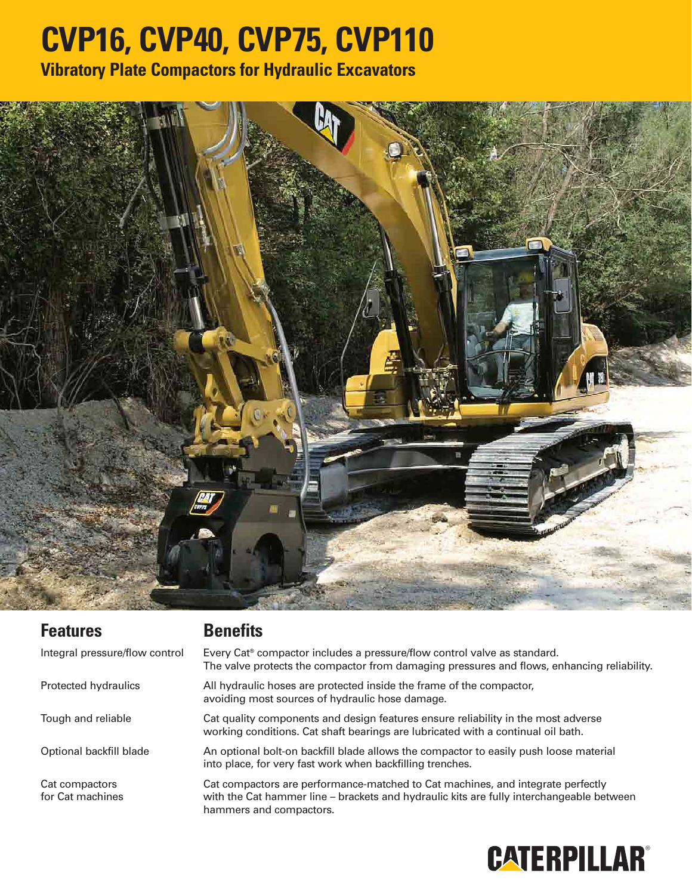# CVP16, CVP40, CVP75, CVP110

## Vibratory Plate Compactors for Hydraulic Excavators

| Features | Benefits |
|---|---|
| Integral pressure/flow control | Every Cat® compactor includes a pressure/flow control valve as standard. The valve protects the compactor from damaging pressures and flows, enhancing reliability. |
| Protected hydraulics | All hydraulic hoses are protected inside the frame of the compactor, avoiding most sources of hydraulic hose damage. |
| Tough and reliable | Cat quality components and design features ensure reliability in the most adverse working conditions. Cat shaft bearings are lubricated with a continual oil bath. |
| Optional backfill blade | An optional bolt-on backfill blade allows the compactor to easily push loose material into place, for very fast work when backfilling trenches. |
| Cat compactors for Cat machines | Cat compactors are performance-matched to Cat machines, and integrate perfectly with the Cat hammer line – brackets and hydraulic kits are fully interchangeable between hammers and compactors. |

CATERPILLAR®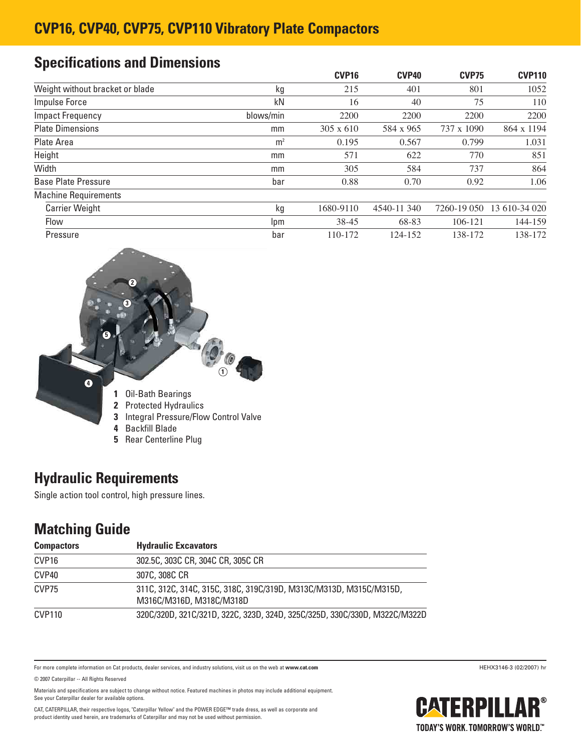# CVP16, CVP40, CVP75, CVP110 Vibratory Plate Compactors

## Specifications and Dimensions

| | | CVP16 | CVP40 | CVP75 | CVP110 |
|---|---|---|---|---|---|
| Weight without bracket or blade | kg | 215 | 401 | 801 | 1052 |
| Impulse Force | kN | 16 | 40 | 75 | 110 |
| Impact Frequency | blows/min | 2200 | 2200 | 2200 | 2200 |
| Plate Dimensions | mm | 305 x 610 | 584 x 965 | 737 x 1090 | 864 x 1194 |
| Plate Area | $m^2$ | 0.195 | 0.567 | 0.799 | 1.031 |
| Height | mm | 571 | 622 | 770 | 851 |
| Width | mm | 305 | 584 | 737 | 864 |
| Base Plate Pressure | bar | 0.88 | 0.70 | 0.92 | 1.06 |
| Machine Requirements | | | | | |
| Carrier Weight | kg | 1680-9110 | 4540-11 340 | 7260-19 050 | 13 610-34 020 |
| Flow | lpm | 38-45 | 68-83 | 106-121 | 144-159 |
| Pressure | bar | 110-172 | 124-152 | 138-172 | 138-172 |

1 Oil-Bath Bearings
2 Protected Hydraulics
3 Integral Pressure/Flow Control Valve
4 Backfill Blade
5 Rear Centerline Plug

## Hydraulic Requirements

Single action tool control, high pressure lines.

## Matching Guide

| Compactors | Hydraulic Excavators |
|---|---|
| CVP16 | 302.5C, 303C CR, 304C CR, 305C CR |
| CVP40 | 307C, 308C CR |
| CVP75 | 311C, 312C, 314C, 315C, 318C, 319C/319D, M313C/M313D, M315C/M315D, M316C/M316D, M318C/M318D |
| CVP110 | 320C/320D, 321C/321D, 322C, 323D, 324D, 325C/325D, 330C/330D, M322C/M322D |

For more complete information on Cat products, dealer services, and industry solutions, visit us on the web at **www.cat.com**

HEHX3146-3 (02/2007) hr

© 2007 Caterpillar -- All Rights Reserved

Materials and specifications are subject to change without notice. Featured machines in photos may include additional equipment. See your Caterpillar dealer for available options.

CAT, CATERPILLAR, their respective logos, "Caterpillar Yellow" and the POWER EDGE™ trade dress, as well as corporate and product identity used herein, are trademarks of Caterpillar and may not be used without permission.

CATERPILLAR®

TODAY'S WORK. TOMORROW'S WORLD.™